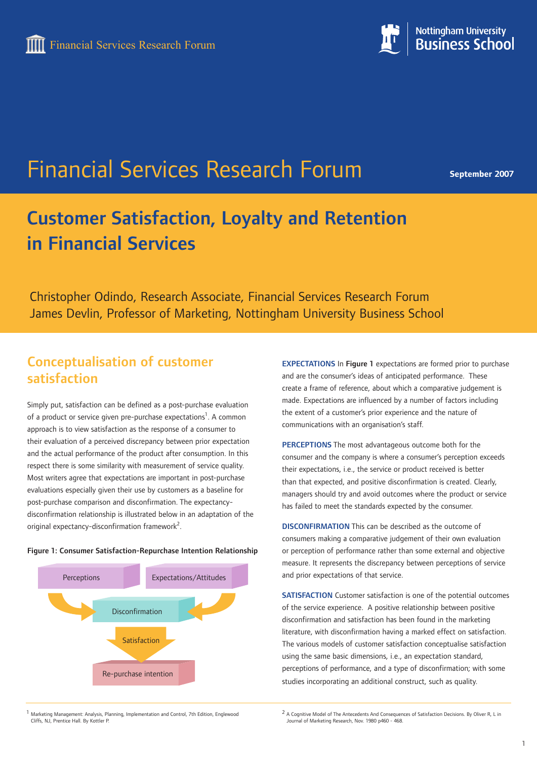Financial Services Research Forum

Nottingham University Business School

# Financial Services Research Forum

**September 2007**

# Customer Satisfaction, Loyalty and Retention in Financial Services

Christopher Odindo, Research Associate, Financial Services Research Forum
James Devlin, Professor of Marketing, Nottingham University Business School

## Conceptualisation of customer satisfaction

Simply put, satisfaction can be defined as a post-purchase evaluation of a product or service given pre-purchase expectations[1]. A common approach is to view satisfaction as the response of a consumer to their evaluation of a perceived discrepancy between prior expectation and the actual performance of the product after consumption. In this respect there is some similarity with measurement of service quality. Most writers agree that expectations are important in post-purchase evaluations especially given their use by customers as a baseline for post-purchase comparison and disconfirmation. The expectancy-disconfirmation relationship is illustrated below in an adaptation of the original expectancy-disconfirmation framework[2].

**Figure 1: Consumer Satisfaction-Repurchase Intention Relationship**

Perceptions → Disconfirmation ← Expectations/Attitudes
Disconfirmation → Satisfaction → Re-purchase intention

**EXPECTATIONS** In **Figure 1** expectations are formed prior to purchase and are the consumer's ideas of anticipated performance. These create a frame of reference, about which a comparative judgement is made. Expectations are influenced by a number of factors including the extent of a customer's prior experience and the nature of communications with an organisation's staff.

**PERCEPTIONS** The most advantageous outcome both for the consumer and the company is where a consumer's perception exceeds their expectations, i.e., the service or product received is better than that expected, and positive disconfirmation is created. Clearly, managers should try and avoid outcomes where the product or service has failed to meet the standards expected by the consumer.

**DISCONFIRMATION** This can be described as the outcome of consumers making a comparative judgement of their own evaluation or perception of performance rather than some external and objective measure. It represents the discrepancy between perceptions of service and prior expectations of that service.

**SATISFACTION** Customer satisfaction is one of the potential outcomes of the service experience. A positive relationship between positive disconfirmation and satisfaction has been found in the marketing literature, with disconfirmation having a marked effect on satisfaction. The various models of customer satisfaction conceptualise satisfaction using the same basic dimensions, i.e., an expectation standard, perceptions of performance, and a type of disconfirmation; with some studies incorporating an additional construct, such as quality.

[1] Marketing Management: Analysis, Planning, Implementation and Control, 7th Edition, Englewood Cliffs, NJ, Prentice Hall. By Kottler P.

[2] A Cognitive Model of The Antecedents And Consequences of Satisfaction Decisions. By Oliver R, L in Journal of Marketing Research, Nov. 1980 p460 - 468.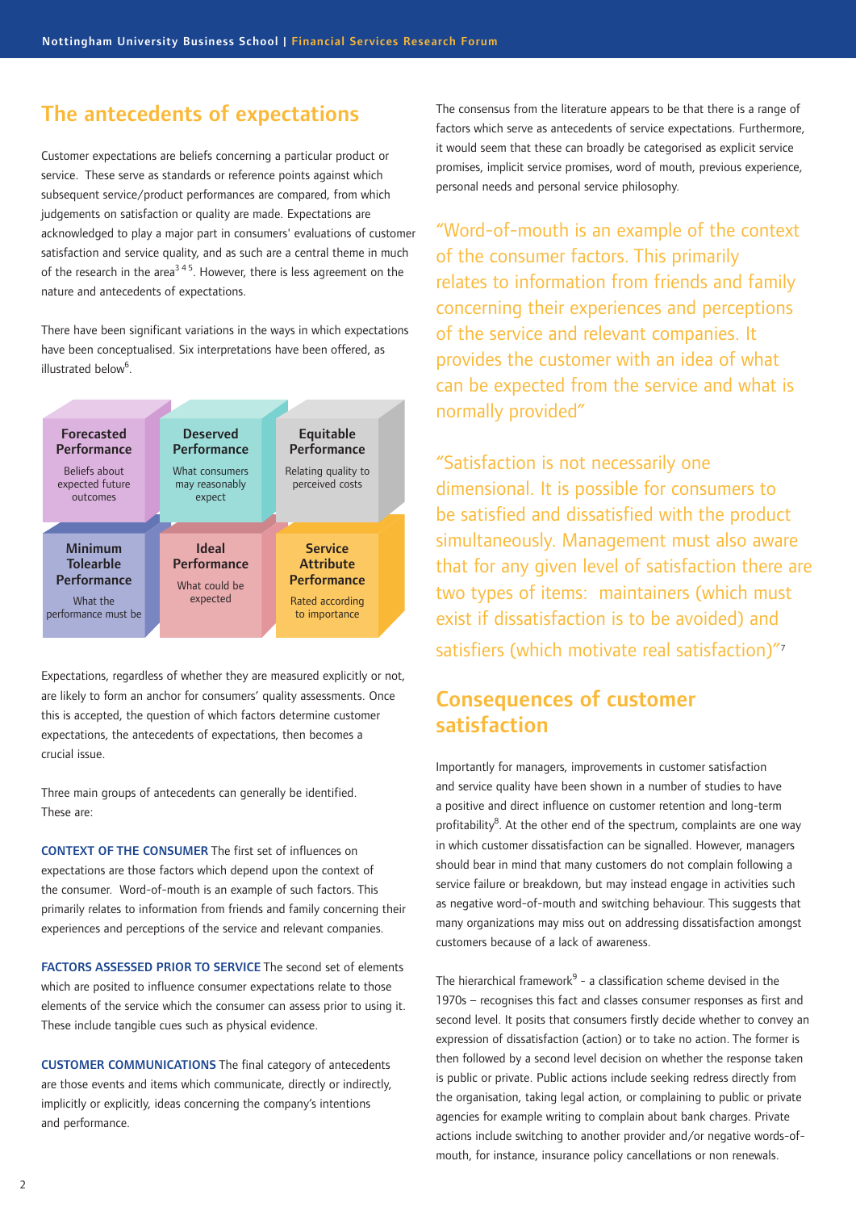## The antecedents of expectations

Customer expectations are beliefs concerning a particular product or service. These serve as standards or reference points against which subsequent service/product performances are compared, from which judgements on satisfaction or quality are made. Expectations are acknowledged to play a major part in consumers' evaluations of customer satisfaction and service quality, and as such are a central theme in much of the research in the area[3 4 5]. However, there is less agreement on the nature and antecedents of expectations.

There have been significant variations in the ways in which expectations have been conceptualised. Six interpretations have been offered, as illustrated below[6].

| **Forecasted Performance** | **Deserved Performance** | **Equitable Performance** |
|---|---|---|
| Beliefs about expected future outcomes | What consumers may reasonably expect | Relating quality to perceived costs |
| **Minimum Tolearble Performance** | **Ideal Performance** | **Service Attribute Performance** |
| What the performance must be | What could be expected | Rated according to importance |

Expectations, regardless of whether they are measured explicitly or not, are likely to form an anchor for consumers' quality assessments. Once this is accepted, the question of which factors determine customer expectations, the antecedents of expectations, then becomes a crucial issue.

Three main groups of antecedents can generally be identified. These are:

**CONTEXT OF THE CONSUMER** The first set of influences on expectations are those factors which depend upon the context of the consumer. Word-of-mouth is an example of such factors. This primarily relates to information from friends and family concerning their experiences and perceptions of the service and relevant companies.

**FACTORS ASSESSED PRIOR TO SERVICE** The second set of elements which are posited to influence consumer expectations relate to those elements of the service which the consumer can assess prior to using it. These include tangible cues such as physical evidence.

**CUSTOMER COMMUNICATIONS** The final category of antecedents are those events and items which communicate, directly or indirectly, implicitly or explicitly, ideas concerning the company's intentions and performance.

The consensus from the literature appears to be that there is a range of factors which serve as antecedents of service expectations. Furthermore, it would seem that these can broadly be categorised as explicit service promises, implicit service promises, word of mouth, previous experience, personal needs and personal service philosophy.

> "Word-of-mouth is an example of the context of the consumer factors. This primarily relates to information from friends and family concerning their experiences and perceptions of the service and relevant companies. It provides the customer with an idea of what can be expected from the service and what is normally provided"

> "Satisfaction is not necessarily one dimensional. It is possible for consumers to be satisfied and dissatisfied with the product simultaneously. Management must also aware that for any given level of satisfaction there are two types of items: maintainers (which must exist if dissatisfaction is to be avoided) and satisfiers (which motivate real satisfaction)"[7]

## Consequences of customer satisfaction

Importantly for managers, improvements in customer satisfaction and service quality have been shown in a number of studies to have a positive and direct influence on customer retention and long-term profitability[8]. At the other end of the spectrum, complaints are one way in which customer dissatisfaction can be signalled. However, managers should bear in mind that many customers do not complain following a service failure or breakdown, but may instead engage in activities such as negative word-of-mouth and switching behaviour. This suggests that many organizations may miss out on addressing dissatisfaction amongst customers because of a lack of awareness.

The hierarchical framework[9] - a classification scheme devised in the 1970s – recognises this fact and classes consumer responses as first and second level. It posits that consumers firstly decide whether to convey an expression of dissatisfaction (action) or to take no action. The former is then followed by a second level decision on whether the response taken is public or private. Public actions include seeking redress directly from the organisation, taking legal action, or complaining to public or private agencies for example writing to complain about bank charges. Private actions include switching to another provider and/or negative words-of-mouth, for instance, insurance policy cancellations or non renewals.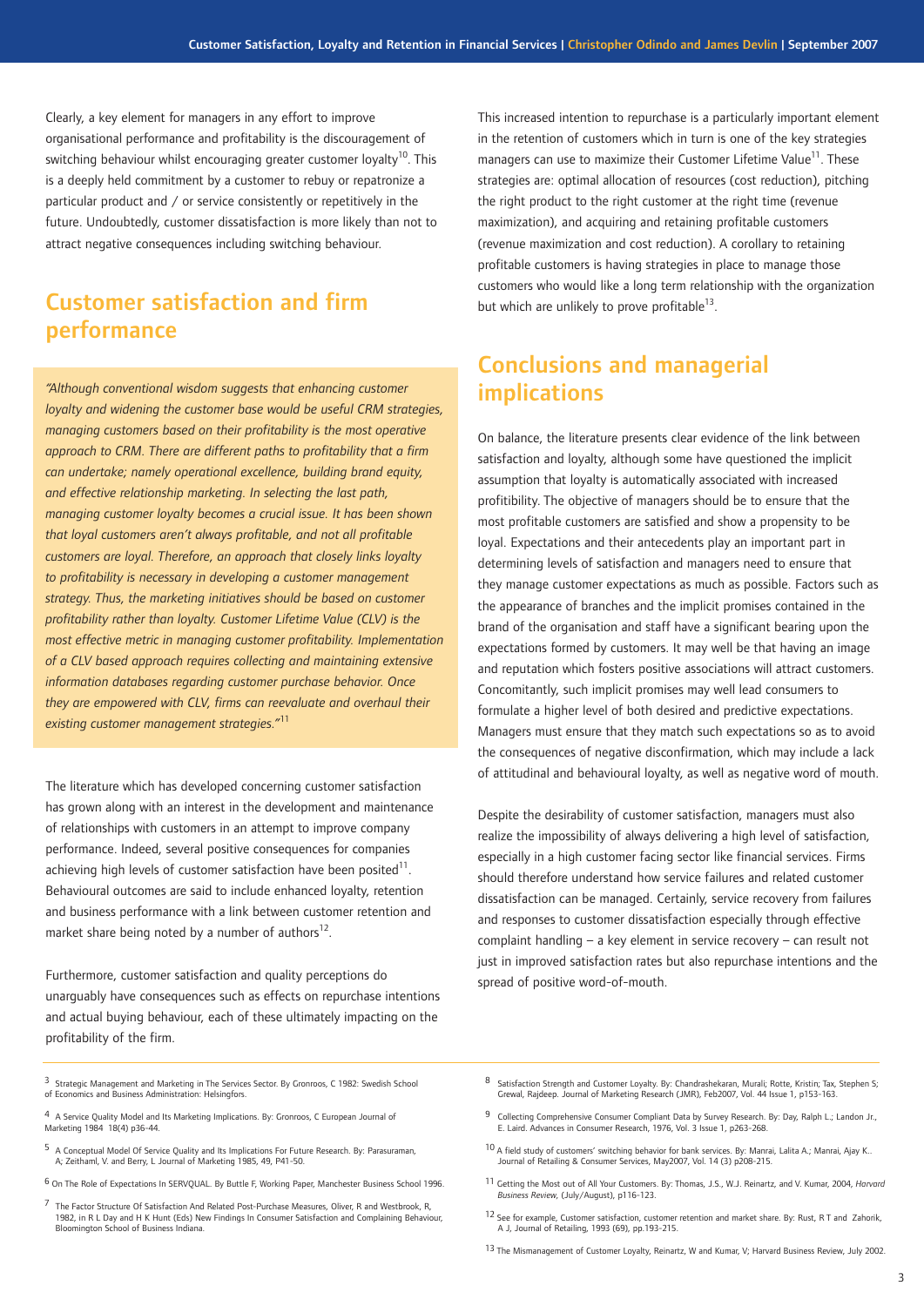Clearly, a key element for managers in any effort to improve organisational performance and profitability is the discouragement of switching behaviour whilst encouraging greater customer loyalty[10]. This is a deeply held commitment by a customer to rebuy or repatronize a particular product and / or service consistently or repetitively in the future. Undoubtedly, customer dissatisfaction is more likely than not to attract negative consequences including switching behaviour.

## Customer satisfaction and firm performance

*"Although conventional wisdom suggests that enhancing customer loyalty and widening the customer base would be useful CRM strategies, managing customers based on their profitability is the most operative approach to CRM. There are different paths to profitability that a firm can undertake; namely operational excellence, building brand equity, and effective relationship marketing. In selecting the last path, managing customer loyalty becomes a crucial issue. It has been shown that loyal customers aren't always profitable, and not all profitable customers are loyal. Therefore, an approach that closely links loyalty to profitability is necessary in developing a customer management strategy. Thus, the marketing initiatives should be based on customer profitability rather than loyalty. Customer Lifetime Value (CLV) is the most effective metric in managing customer profitability. Implementation of a CLV based approach requires collecting and maintaining extensive information databases regarding customer purchase behavior. Once they are empowered with CLV, firms can reevaluate and overhaul their existing customer management strategies."*[11]

The literature which has developed concerning customer satisfaction has grown along with an interest in the development and maintenance of relationships with customers in an attempt to improve company performance. Indeed, several positive consequences for companies achieving high levels of customer satisfaction have been posited[11]. Behavioural outcomes are said to include enhanced loyalty, retention and business performance with a link between customer retention and market share being noted by a number of authors[12].

Furthermore, customer satisfaction and quality perceptions do unarguably have consequences such as effects on repurchase intentions and actual buying behaviour, each of these ultimately impacting on the profitability of the firm.

This increased intention to repurchase is a particularly important element in the retention of customers which in turn is one of the key strategies managers can use to maximize their Customer Lifetime Value[11]. These strategies are: optimal allocation of resources (cost reduction), pitching the right product to the right customer at the right time (revenue maximization), and acquiring and retaining profitable customers (revenue maximization and cost reduction). A corollary to retaining profitable customers is having strategies in place to manage those customers who would like a long term relationship with the organization but which are unlikely to prove profitable[13].

## Conclusions and managerial implications

On balance, the literature presents clear evidence of the link between satisfaction and loyalty, although some have questioned the implicit assumption that loyalty is automatically associated with increased profitibility. The objective of managers should be to ensure that the most profitable customers are satisfied and show a propensity to be loyal. Expectations and their antecedents play an important part in determining levels of satisfaction and managers need to ensure that they manage customer expectations as much as possible. Factors such as the appearance of branches and the implicit promises contained in the brand of the organisation and staff have a significant bearing upon the expectations formed by customers. It may well be that having an image and reputation which fosters positive associations will attract customers. Concomitantly, such implicit promises may well lead consumers to formulate a higher level of both desired and predictive expectations. Managers must ensure that they match such expectations so as to avoid the consequences of negative disconfirmation, which may include a lack of attitudinal and behavioural loyalty, as well as negative word of mouth.

Despite the desirability of customer satisfaction, managers must also realize the impossibility of always delivering a high level of satisfaction, especially in a high customer facing sector like financial services. Firms should therefore understand how service failures and related customer dissatisfaction can be managed. Certainly, service recovery from failures and responses to customer dissatisfaction especially through effective complaint handling – a key element in service recovery – can result not just in improved satisfaction rates but also repurchase intentions and the spread of positive word-of-mouth.

---

3 Strategic Management and Marketing in The Services Sector. By Gronroos, C 1982: Swedish School of Economics and Business Administration: Helsingfors.

4 A Service Quality Model and Its Marketing Implications. By: Gronroos, C European Journal of Marketing 1984 18(4) p36-44.

5 A Conceptual Model Of Service Quality and Its Implications For Future Research. By: Parasuraman, A; Zeithaml, V. and Berry, L Journal of Marketing 1985, 49, P41-50.

6 On The Role of Expectations In SERVQUAL. By Buttle F, Working Paper, Manchester Business School 1996.

7 The Factor Structure Of Satisfaction And Related Post-Purchase Measures, Oliver, R and Westbrook, R, 1982, in R L Day and H K Hunt (Eds) New Findings In Consumer Satisfaction and Complaining Behaviour, Bloomington School of Business Indiana.

8 Satisfaction Strength and Customer Loyalty. By: Chandrashekaran, Murali; Rotte, Kristin; Tax, Stephen S; Grewal, Rajdeep. Journal of Marketing Research (JMR), Feb2007, Vol. 44 Issue 1, p153-163.

9 Collecting Comprehensive Consumer Compliant Data by Survey Research. By: Day, Ralph L.; Landon Jr., E. Laird. Advances in Consumer Research, 1976, Vol. 3 Issue 1, p263-268.

10 A field study of customers' switching behavior for bank services. By: Manrai, Lalita A.; Manrai, Ajay K.. Journal of Retailing & Consumer Services, May2007, Vol. 14 (3) p208-215.

11 Getting the Most out of All Your Customers. By: Thomas, J.S., W.J. Reinartz, and V. Kumar, 2004, *Harvard Business Review*, (July/August), p116-123.

12 See for example, Customer satisfaction, customer retention and market share. By: Rust, R T and Zahorik, A J, Journal of Retailing, 1993 (69), pp.193-215.

13 The Mismanagement of Customer Loyalty, Reinartz, W and Kumar, V; Harvard Business Review, July 2002.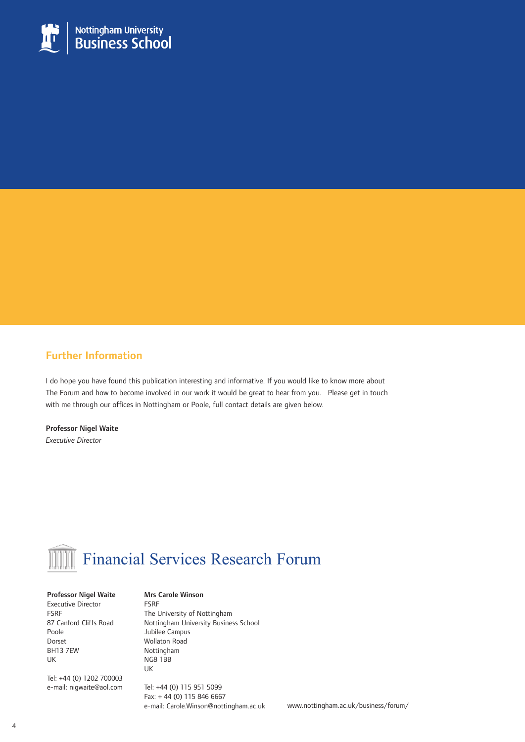Nottingham University Business School

## Further Information

I do hope you have found this publication interesting and informative. If you would like to know more about The Forum and how to become involved in our work it would be great to hear from you. Please get in touch with me through our offices in Nottingham or Poole, full contact details are given below.

**Professor Nigel Waite**
*Executive Director*

# Financial Services Research Forum

**Professor Nigel Waite**
Executive Director
FSRF
87 Canford Cliffs Road
Poole
Dorset
BH13 7EW
UK

Tel: +44 (0) 1202 700003
e-mail: nigwaite@aol.com

**Mrs Carole Winson**
FSRF
The University of Nottingham
Nottingham University Business School
Jubilee Campus
Wollaton Road
Nottingham
NG8 1BB
UK

Tel: +44 (0) 115 951 5099
Fax: + 44 (0) 115 846 6667
e-mail: Carole.Winson@nottingham.ac.uk

www.nottingham.ac.uk/business/forum/